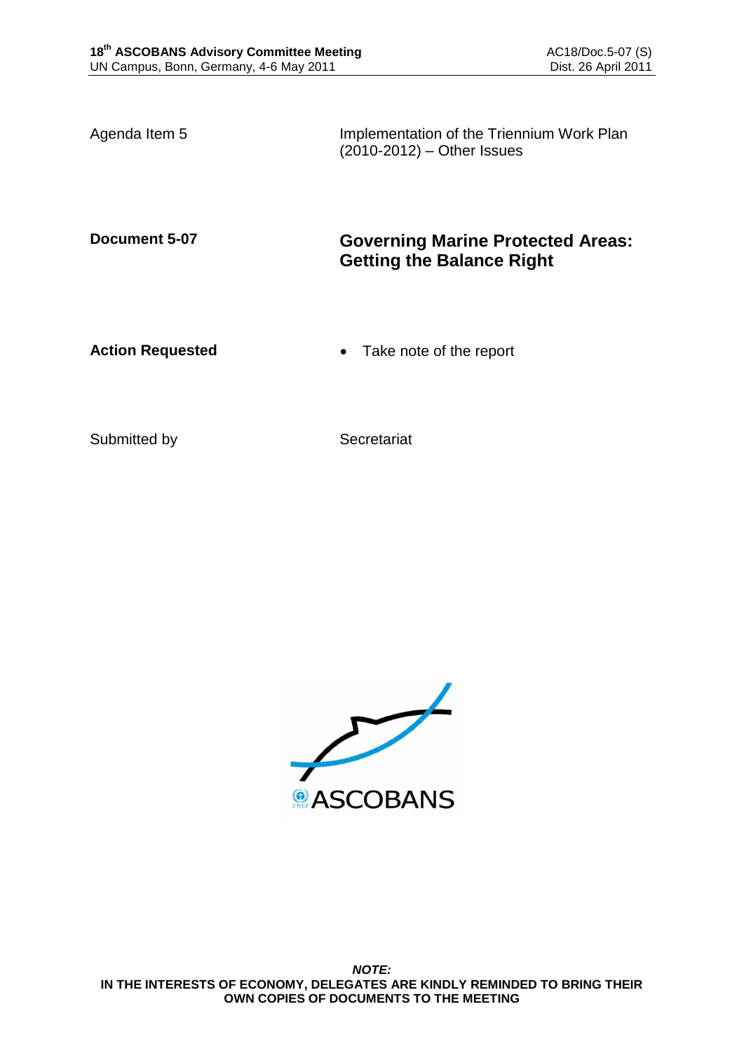Agenda Item 5 — Implementation of the Triennium Work Plan (2010-2012) – Other Issues

**Document 5-07** — **Governing Marine Protected Areas: Getting the Balance Right**

**Action Requested**

- Take note of the report

Submitted by — Secretariat

ASCOBANS

***NOTE:***
**IN THE INTERESTS OF ECONOMY, DELEGATES ARE KINDLY REMINDED TO BRING THEIR OWN COPIES OF DOCUMENTS TO THE MEETING**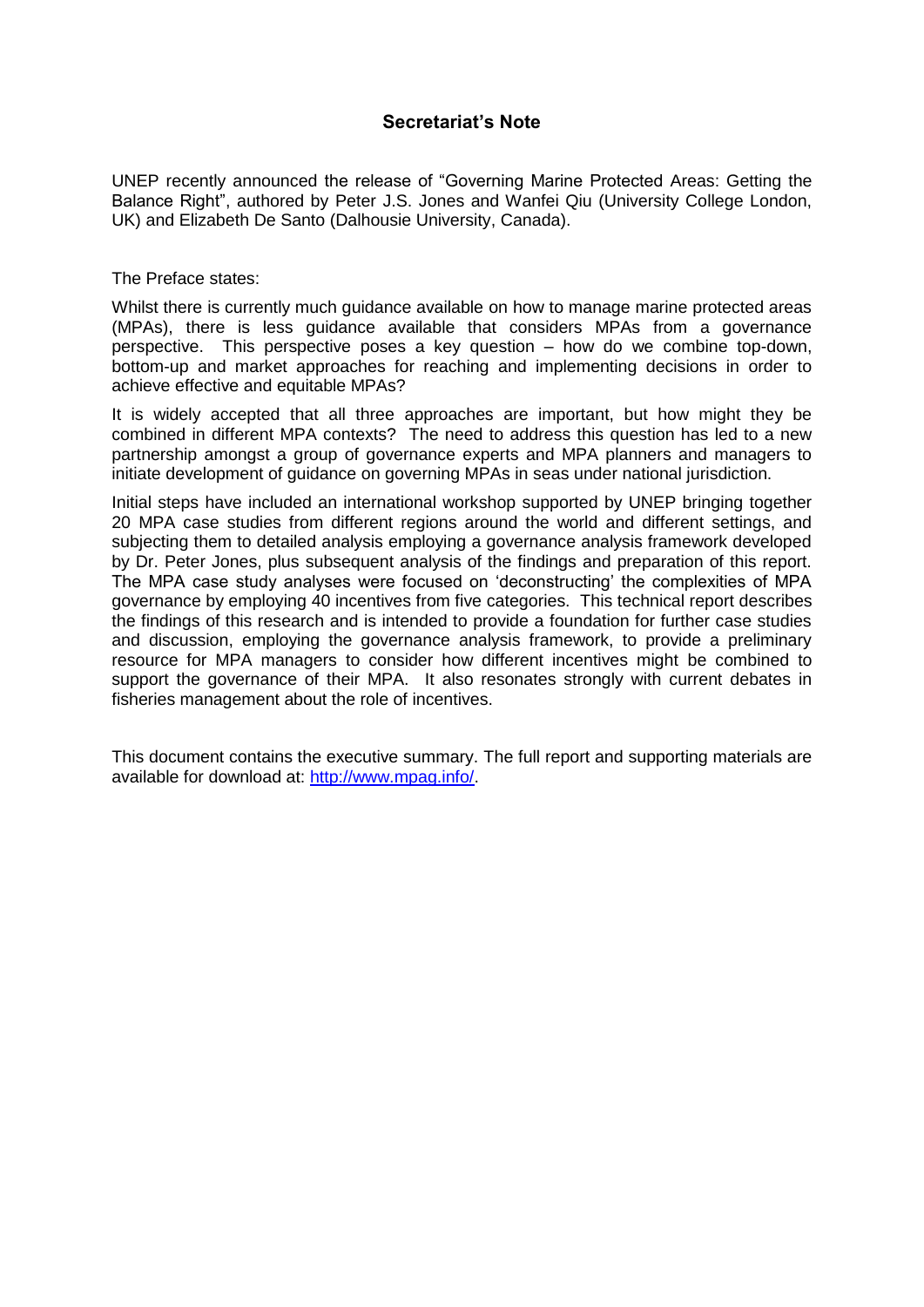## Secretariat's Note

UNEP recently announced the release of "Governing Marine Protected Areas: Getting the Balance Right", authored by Peter J.S. Jones and Wanfei Qiu (University College London, UK) and Elizabeth De Santo (Dalhousie University, Canada).

The Preface states:

Whilst there is currently much guidance available on how to manage marine protected areas (MPAs), there is less guidance available that considers MPAs from a governance perspective. This perspective poses a key question – how do we combine top-down, bottom-up and market approaches for reaching and implementing decisions in order to achieve effective and equitable MPAs?

It is widely accepted that all three approaches are important, but how might they be combined in different MPA contexts? The need to address this question has led to a new partnership amongst a group of governance experts and MPA planners and managers to initiate development of guidance on governing MPAs in seas under national jurisdiction.

Initial steps have included an international workshop supported by UNEP bringing together 20 MPA case studies from different regions around the world and different settings, and subjecting them to detailed analysis employing a governance analysis framework developed by Dr. Peter Jones, plus subsequent analysis of the findings and preparation of this report. The MPA case study analyses were focused on 'deconstructing' the complexities of MPA governance by employing 40 incentives from five categories. This technical report describes the findings of this research and is intended to provide a foundation for further case studies and discussion, employing the governance analysis framework, to provide a preliminary resource for MPA managers to consider how different incentives might be combined to support the governance of their MPA. It also resonates strongly with current debates in fisheries management about the role of incentives.

This document contains the executive summary. The full report and supporting materials are available for download at: http://www.mpag.info/.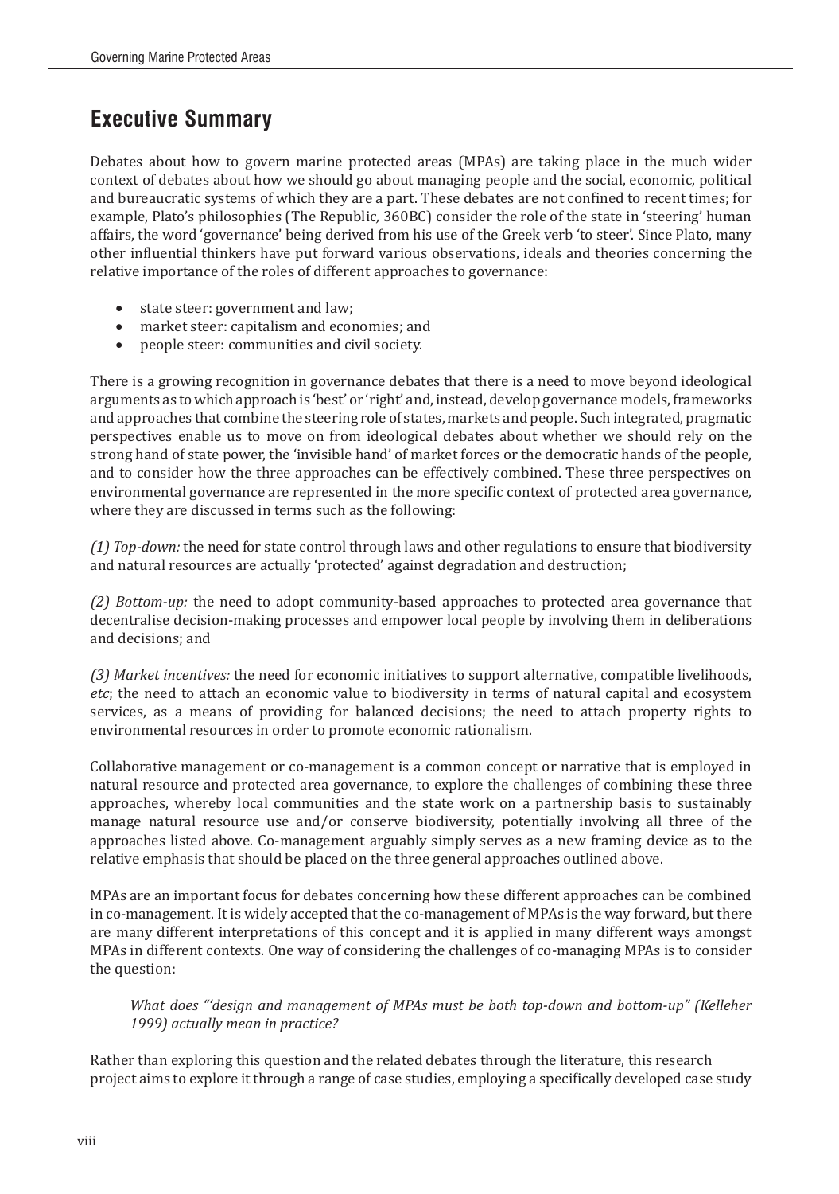## Executive Summary

Debates about how to govern marine protected areas (MPAs) are taking place in the much wider context of debates about how we should go about managing people and the social, economic, political and bureaucratic systems of which they are a part. These debates are not confined to recent times; for example, Plato's philosophies (The Republic, 360BC) consider the role of the state in 'steering' human affairs, the word 'governance' being derived from his use of the Greek verb 'to steer'. Since Plato, many other influential thinkers have put forward various observations, ideals and theories concerning the relative importance of the roles of different approaches to governance:

- state steer: government and law;
- market steer: capitalism and economies; and
- people steer: communities and civil society.

There is a growing recognition in governance debates that there is a need to move beyond ideological arguments as to which approach is 'best' or 'right' and, instead, develop governance models, frameworks and approaches that combine the steering role of states, markets and people. Such integrated, pragmatic perspectives enable us to move on from ideological debates about whether we should rely on the strong hand of state power, the 'invisible hand' of market forces or the democratic hands of the people, and to consider how the three approaches can be effectively combined. These three perspectives on environmental governance are represented in the more specific context of protected area governance, where they are discussed in terms such as the following:

*(1) Top-down:* the need for state control through laws and other regulations to ensure that biodiversity and natural resources are actually 'protected' against degradation and destruction;

*(2) Bottom-up:* the need to adopt community-based approaches to protected area governance that decentralise decision-making processes and empower local people by involving them in deliberations and decisions; and

*(3) Market incentives:* the need for economic initiatives to support alternative, compatible livelihoods, *etc*; the need to attach an economic value to biodiversity in terms of natural capital and ecosystem services, as a means of providing for balanced decisions; the need to attach property rights to environmental resources in order to promote economic rationalism.

Collaborative management or co-management is a common concept or narrative that is employed in natural resource and protected area governance, to explore the challenges of combining these three approaches, whereby local communities and the state work on a partnership basis to sustainably manage natural resource use and/or conserve biodiversity, potentially involving all three of the approaches listed above. Co-management arguably simply serves as a new framing device as to the relative emphasis that should be placed on the three general approaches outlined above.

MPAs are an important focus for debates concerning how these different approaches can be combined in co-management. It is widely accepted that the co-management of MPAs is the way forward, but there are many different interpretations of this concept and it is applied in many different ways amongst MPAs in different contexts. One way of considering the challenges of co-managing MPAs is to consider the question:

> *What does "'design and management of MPAs must be both top-down and bottom-up" (Kelleher 1999) actually mean in practice?*

Rather than exploring this question and the related debates through the literature, this research project aims to explore it through a range of case studies, employing a specifically developed case study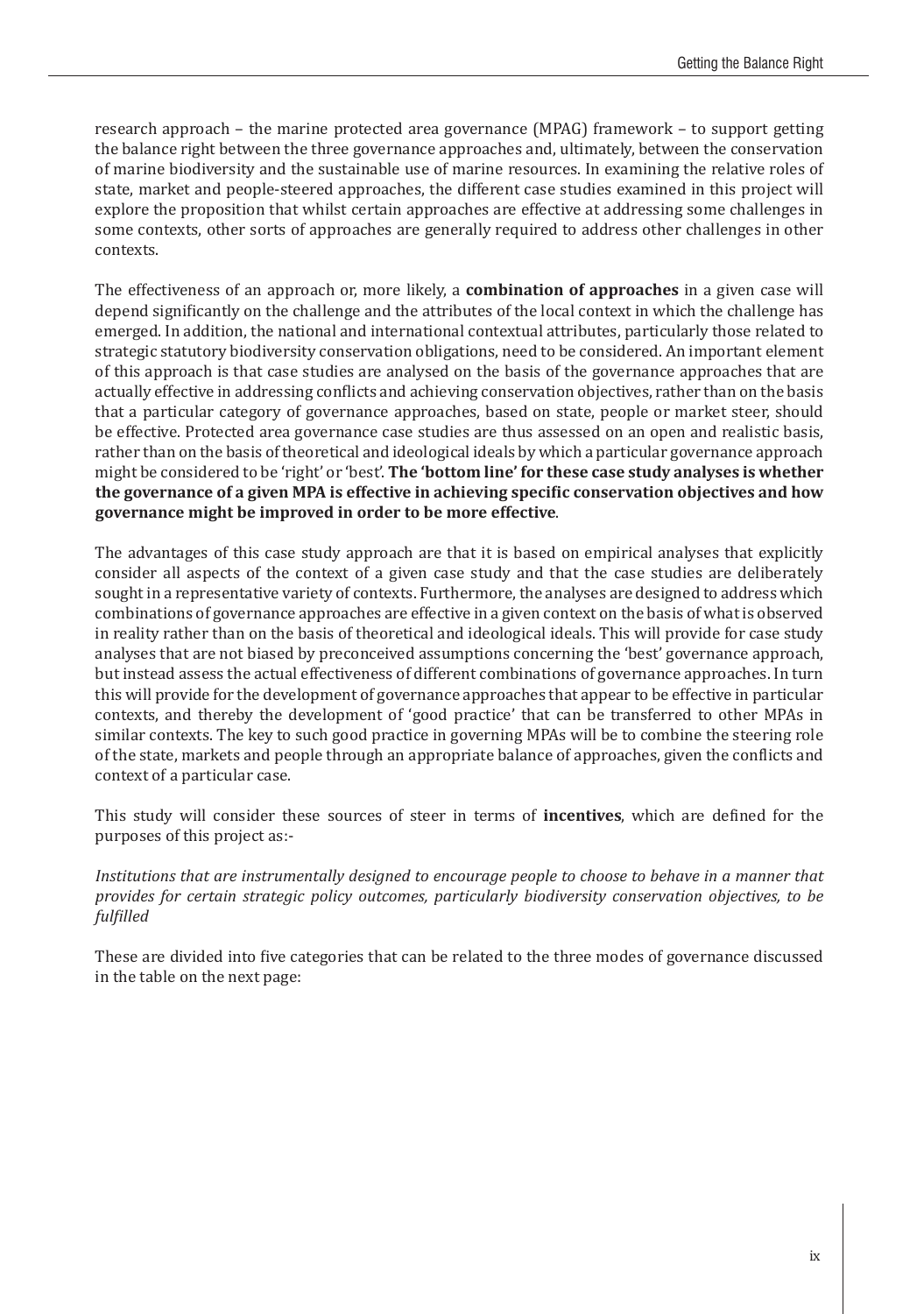research approach – the marine protected area governance (MPAG) framework – to support getting the balance right between the three governance approaches and, ultimately, between the conservation of marine biodiversity and the sustainable use of marine resources. In examining the relative roles of state, market and people-steered approaches, the different case studies examined in this project will explore the proposition that whilst certain approaches are effective at addressing some challenges in some contexts, other sorts of approaches are generally required to address other challenges in other contexts.

The effectiveness of an approach or, more likely, a **combination of approaches** in a given case will depend significantly on the challenge and the attributes of the local context in which the challenge has emerged. In addition, the national and international contextual attributes, particularly those related to strategic statutory biodiversity conservation obligations, need to be considered. An important element of this approach is that case studies are analysed on the basis of the governance approaches that are actually effective in addressing conflicts and achieving conservation objectives, rather than on the basis that a particular category of governance approaches, based on state, people or market steer, should be effective. Protected area governance case studies are thus assessed on an open and realistic basis, rather than on the basis of theoretical and ideological ideals by which a particular governance approach might be considered to be 'right' or 'best'. **The 'bottom line' for these case study analyses is whether the governance of a given MPA is effective in achieving specific conservation objectives and how governance might be improved in order to be more effective**.

The advantages of this case study approach are that it is based on empirical analyses that explicitly consider all aspects of the context of a given case study and that the case studies are deliberately sought in a representative variety of contexts. Furthermore, the analyses are designed to address which combinations of governance approaches are effective in a given context on the basis of what is observed in reality rather than on the basis of theoretical and ideological ideals. This will provide for case study analyses that are not biased by preconceived assumptions concerning the 'best' governance approach, but instead assess the actual effectiveness of different combinations of governance approaches. In turn this will provide for the development of governance approaches that appear to be effective in particular contexts, and thereby the development of 'good practice' that can be transferred to other MPAs in similar contexts. The key to such good practice in governing MPAs will be to combine the steering role of the state, markets and people through an appropriate balance of approaches, given the conflicts and context of a particular case.

This study will consider these sources of steer in terms of **incentives**, which are defined for the purposes of this project as:-

*Institutions that are instrumentally designed to encourage people to choose to behave in a manner that provides for certain strategic policy outcomes, particularly biodiversity conservation objectives, to be fulfilled*

These are divided into five categories that can be related to the three modes of governance discussed in the table on the next page: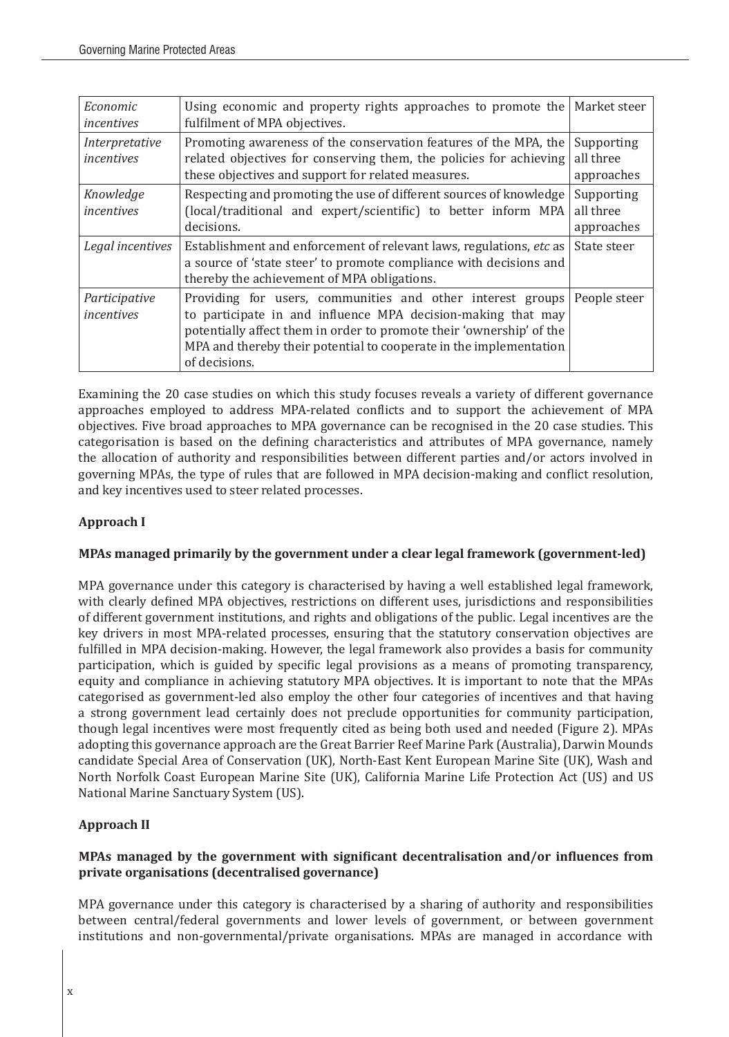| | | |
|---|---|---|
| *Economic incentives* | Using economic and property rights approaches to promote the fulfilment of MPA objectives. | Market steer |
| *Interpretative incentives* | Promoting awareness of the conservation features of the MPA, the related objectives for conserving them, the policies for achieving these objectives and support for related measures. | Supporting all three approaches |
| *Knowledge incentives* | Respecting and promoting the use of different sources of knowledge (local/traditional and expert/scientific) to better inform MPA decisions. | Supporting all three approaches |
| *Legal incentives* | Establishment and enforcement of relevant laws, regulations, *etc* as a source of 'state steer' to promote compliance with decisions and thereby the achievement of MPA obligations. | State steer |
| *Participative incentives* | Providing for users, communities and other interest groups to participate in and influence MPA decision-making that may potentially affect them in order to promote their 'ownership' of the MPA and thereby their potential to cooperate in the implementation of decisions. | People steer |

Examining the 20 case studies on which this study focuses reveals a variety of different governance approaches employed to address MPA-related conflicts and to support the achievement of MPA objectives. Five broad approaches to MPA governance can be recognised in the 20 case studies. This categorisation is based on the defining characteristics and attributes of MPA governance, namely the allocation of authority and responsibilities between different parties and/or actors involved in governing MPAs, the type of rules that are followed in MPA decision-making and conflict resolution, and key incentives used to steer related processes.

**Approach I**

**MPAs managed primarily by the government under a clear legal framework (government-led)**

MPA governance under this category is characterised by having a well established legal framework, with clearly defined MPA objectives, restrictions on different uses, jurisdictions and responsibilities of different government institutions, and rights and obligations of the public. Legal incentives are the key drivers in most MPA-related processes, ensuring that the statutory conservation objectives are fulfilled in MPA decision-making. However, the legal framework also provides a basis for community participation, which is guided by specific legal provisions as a means of promoting transparency, equity and compliance in achieving statutory MPA objectives. It is important to note that the MPAs categorised as government-led also employ the other four categories of incentives and that having a strong government lead certainly does not preclude opportunities for community participation, though legal incentives were most frequently cited as being both used and needed (Figure 2). MPAs adopting this governance approach are the Great Barrier Reef Marine Park (Australia), Darwin Mounds candidate Special Area of Conservation (UK), North-East Kent European Marine Site (UK), Wash and North Norfolk Coast European Marine Site (UK), California Marine Life Protection Act (US) and US National Marine Sanctuary System (US).

**Approach II**

**MPAs managed by the government with significant decentralisation and/or influences from private organisations (decentralised governance)**

MPA governance under this category is characterised by a sharing of authority and responsibilities between central/federal governments and lower levels of government, or between government institutions and non-governmental/private organisations. MPAs are managed in accordance with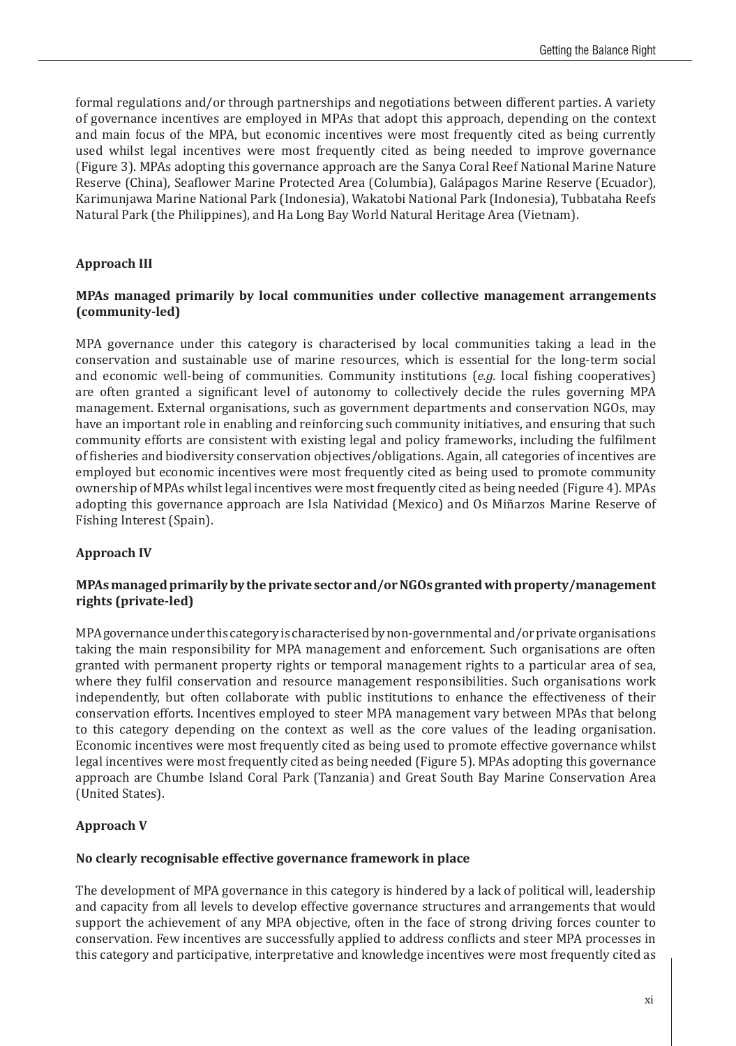formal regulations and/or through partnerships and negotiations between different parties. A variety of governance incentives are employed in MPAs that adopt this approach, depending on the context and main focus of the MPA, but economic incentives were most frequently cited as being currently used whilst legal incentives were most frequently cited as being needed to improve governance (Figure 3). MPAs adopting this governance approach are the Sanya Coral Reef National Marine Nature Reserve (China), Seaflower Marine Protected Area (Columbia), Galápagos Marine Reserve (Ecuador), Karimunjawa Marine National Park (Indonesia), Wakatobi National Park (Indonesia), Tubbataha Reefs Natural Park (the Philippines), and Ha Long Bay World Natural Heritage Area (Vietnam).

### Approach III

**MPAs managed primarily by local communities under collective management arrangements (community-led)**

MPA governance under this category is characterised by local communities taking a lead in the conservation and sustainable use of marine resources, which is essential for the long-term social and economic well-being of communities. Community institutions (*e.g.* local fishing cooperatives) are often granted a significant level of autonomy to collectively decide the rules governing MPA management. External organisations, such as government departments and conservation NGOs, may have an important role in enabling and reinforcing such community initiatives, and ensuring that such community efforts are consistent with existing legal and policy frameworks, including the fulfilment of fisheries and biodiversity conservation objectives/obligations. Again, all categories of incentives are employed but economic incentives were most frequently cited as being used to promote community ownership of MPAs whilst legal incentives were most frequently cited as being needed (Figure 4). MPAs adopting this governance approach are Isla Natividad (Mexico) and Os Miñarzos Marine Reserve of Fishing Interest (Spain).

### Approach IV

**MPAs managed primarily by the private sector and/or NGOs granted with property/management rights (private-led)**

MPA governance under this category is characterised by non-governmental and/or private organisations taking the main responsibility for MPA management and enforcement. Such organisations are often granted with permanent property rights or temporal management rights to a particular area of sea, where they fulfil conservation and resource management responsibilities. Such organisations work independently, but often collaborate with public institutions to enhance the effectiveness of their conservation efforts. Incentives employed to steer MPA management vary between MPAs that belong to this category depending on the context as well as the core values of the leading organisation. Economic incentives were most frequently cited as being used to promote effective governance whilst legal incentives were most frequently cited as being needed (Figure 5). MPAs adopting this governance approach are Chumbe Island Coral Park (Tanzania) and Great South Bay Marine Conservation Area (United States).

### Approach V

**No clearly recognisable effective governance framework in place**

The development of MPA governance in this category is hindered by a lack of political will, leadership and capacity from all levels to develop effective governance structures and arrangements that would support the achievement of any MPA objective, often in the face of strong driving forces counter to conservation. Few incentives are successfully applied to address conflicts and steer MPA processes in this category and participative, interpretative and knowledge incentives were most frequently cited as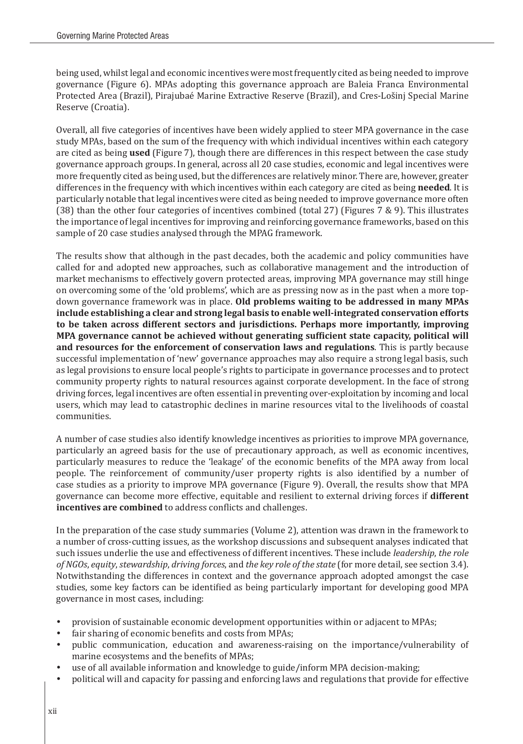being used, whilst legal and economic incentives were most frequently cited as being needed to improve governance (Figure 6). MPAs adopting this governance approach are Baleia Franca Environmental Protected Area (Brazil), Pirajubaé Marine Extractive Reserve (Brazil), and Cres-Lošinj Special Marine Reserve (Croatia).

Overall, all five categories of incentives have been widely applied to steer MPA governance in the case study MPAs, based on the sum of the frequency with which individual incentives within each category are cited as being **used** (Figure 7), though there are differences in this respect between the case study governance approach groups. In general, across all 20 case studies, economic and legal incentives were more frequently cited as being used, but the differences are relatively minor. There are, however, greater differences in the frequency with which incentives within each category are cited as being **needed**. It is particularly notable that legal incentives were cited as being needed to improve governance more often (38) than the other four categories of incentives combined (total 27) (Figures 7 & 9). This illustrates the importance of legal incentives for improving and reinforcing governance frameworks, based on this sample of 20 case studies analysed through the MPAG framework.

The results show that although in the past decades, both the academic and policy communities have called for and adopted new approaches, such as collaborative management and the introduction of market mechanisms to effectively govern protected areas, improving MPA governance may still hinge on overcoming some of the 'old problems', which are as pressing now as in the past when a more top-down governance framework was in place. **Old problems waiting to be addressed in many MPAs include establishing a clear and strong legal basis to enable well-integrated conservation efforts to be taken across different sectors and jurisdictions. Perhaps more importantly, improving MPA governance cannot be achieved without generating sufficient state capacity, political will and resources for the enforcement of conservation laws and regulations**. This is partly because successful implementation of 'new' governance approaches may also require a strong legal basis, such as legal provisions to ensure local people's rights to participate in governance processes and to protect community property rights to natural resources against corporate development. In the face of strong driving forces, legal incentives are often essential in preventing over-exploitation by incoming and local users, which may lead to catastrophic declines in marine resources vital to the livelihoods of coastal communities.

A number of case studies also identify knowledge incentives as priorities to improve MPA governance, particularly an agreed basis for the use of precautionary approach, as well as economic incentives, particularly measures to reduce the 'leakage' of the economic benefits of the MPA away from local people. The reinforcement of community/user property rights is also identified by a number of case studies as a priority to improve MPA governance (Figure 9). Overall, the results show that MPA governance can become more effective, equitable and resilient to external driving forces if **different incentives are combined** to address conflicts and challenges.

In the preparation of the case study summaries (Volume 2), attention was drawn in the framework to a number of cross-cutting issues, as the workshop discussions and subsequent analyses indicated that such issues underlie the use and effectiveness of different incentives. These include *leadership*, *the role of NGOs*, *equity*, *stewardship*, *driving forces*, and *the key role of the state* (for more detail, see section 3.4). Notwithstanding the differences in context and the governance approach adopted amongst the case studies, some key factors can be identified as being particularly important for developing good MPA governance in most cases, including:

- provision of sustainable economic development opportunities within or adjacent to MPAs;
- fair sharing of economic benefits and costs from MPAs;
- public communication, education and awareness-raising on the importance/vulnerability of marine ecosystems and the benefits of MPAs;
- use of all available information and knowledge to guide/inform MPA decision-making;
- political will and capacity for passing and enforcing laws and regulations that provide for effective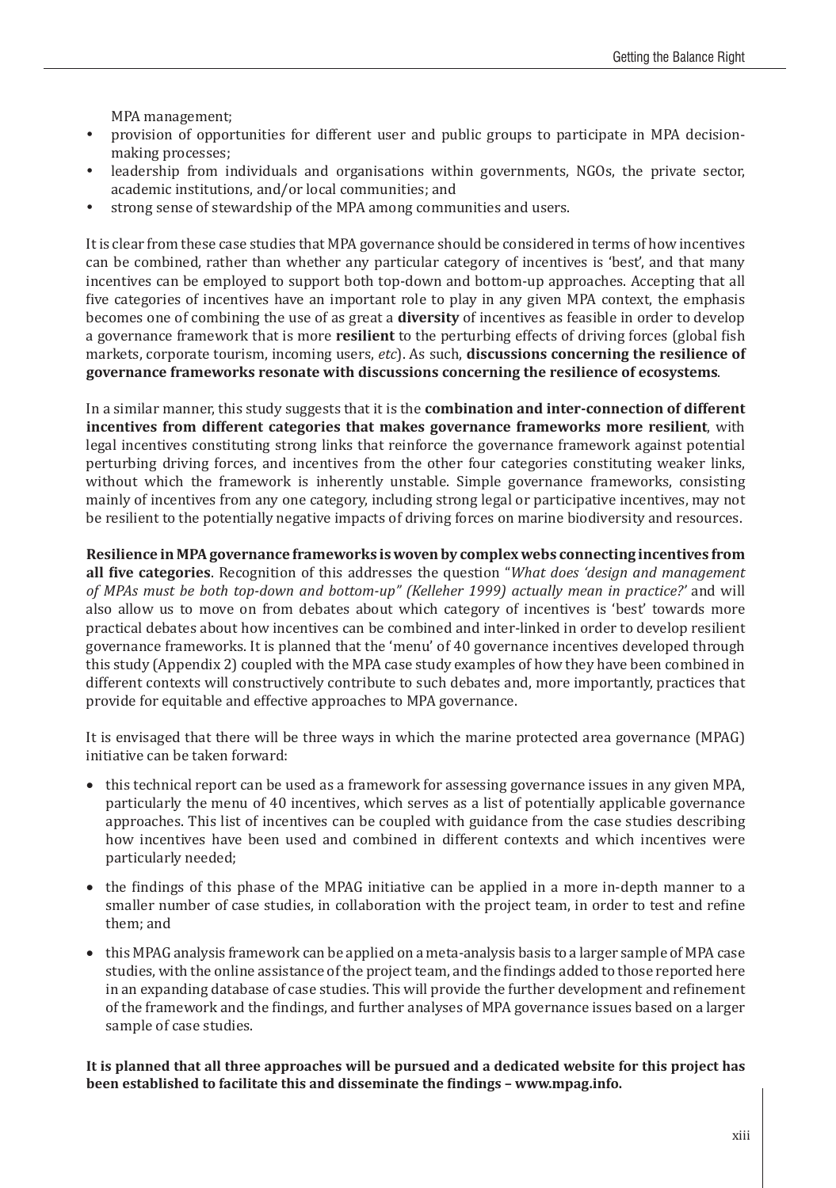MPA management;

- provision of opportunities for different user and public groups to participate in MPA decision-making processes;
- leadership from individuals and organisations within governments, NGOs, the private sector, academic institutions, and/or local communities; and
- strong sense of stewardship of the MPA among communities and users.

It is clear from these case studies that MPA governance should be considered in terms of how incentives can be combined, rather than whether any particular category of incentives is 'best', and that many incentives can be employed to support both top-down and bottom-up approaches. Accepting that all five categories of incentives have an important role to play in any given MPA context, the emphasis becomes one of combining the use of as great a **diversity** of incentives as feasible in order to develop a governance framework that is more **resilient** to the perturbing effects of driving forces (global fish markets, corporate tourism, incoming users, *etc*). As such, **discussions concerning the resilience of governance frameworks resonate with discussions concerning the resilience of ecosystems**.

In a similar manner, this study suggests that it is the **combination and inter-connection of different incentives from different categories that makes governance frameworks more resilient**, with legal incentives constituting strong links that reinforce the governance framework against potential perturbing driving forces, and incentives from the other four categories constituting weaker links, without which the framework is inherently unstable. Simple governance frameworks, consisting mainly of incentives from any one category, including strong legal or participative incentives, may not be resilient to the potentially negative impacts of driving forces on marine biodiversity and resources.

**Resilience in MPA governance frameworks is woven by complex webs connecting incentives from all five categories**. Recognition of this addresses the question "*What does 'design and management of MPAs must be both top-down and bottom-up" (Kelleher 1999) actually mean in practice?'* and will also allow us to move on from debates about which category of incentives is 'best' towards more practical debates about how incentives can be combined and inter-linked in order to develop resilient governance frameworks. It is planned that the 'menu' of 40 governance incentives developed through this study (Appendix 2) coupled with the MPA case study examples of how they have been combined in different contexts will constructively contribute to such debates and, more importantly, practices that provide for equitable and effective approaches to MPA governance.

It is envisaged that there will be three ways in which the marine protected area governance (MPAG) initiative can be taken forward:

- this technical report can be used as a framework for assessing governance issues in any given MPA, particularly the menu of 40 incentives, which serves as a list of potentially applicable governance approaches. This list of incentives can be coupled with guidance from the case studies describing how incentives have been used and combined in different contexts and which incentives were particularly needed;

- the findings of this phase of the MPAG initiative can be applied in a more in-depth manner to a smaller number of case studies, in collaboration with the project team, in order to test and refine them; and

- this MPAG analysis framework can be applied on a meta-analysis basis to a larger sample of MPA case studies, with the online assistance of the project team, and the findings added to those reported here in an expanding database of case studies. This will provide the further development and refinement of the framework and the findings, and further analyses of MPA governance issues based on a larger sample of case studies.

**It is planned that all three approaches will be pursued and a dedicated website for this project has been established to facilitate this and disseminate the findings – www.mpag.info.**